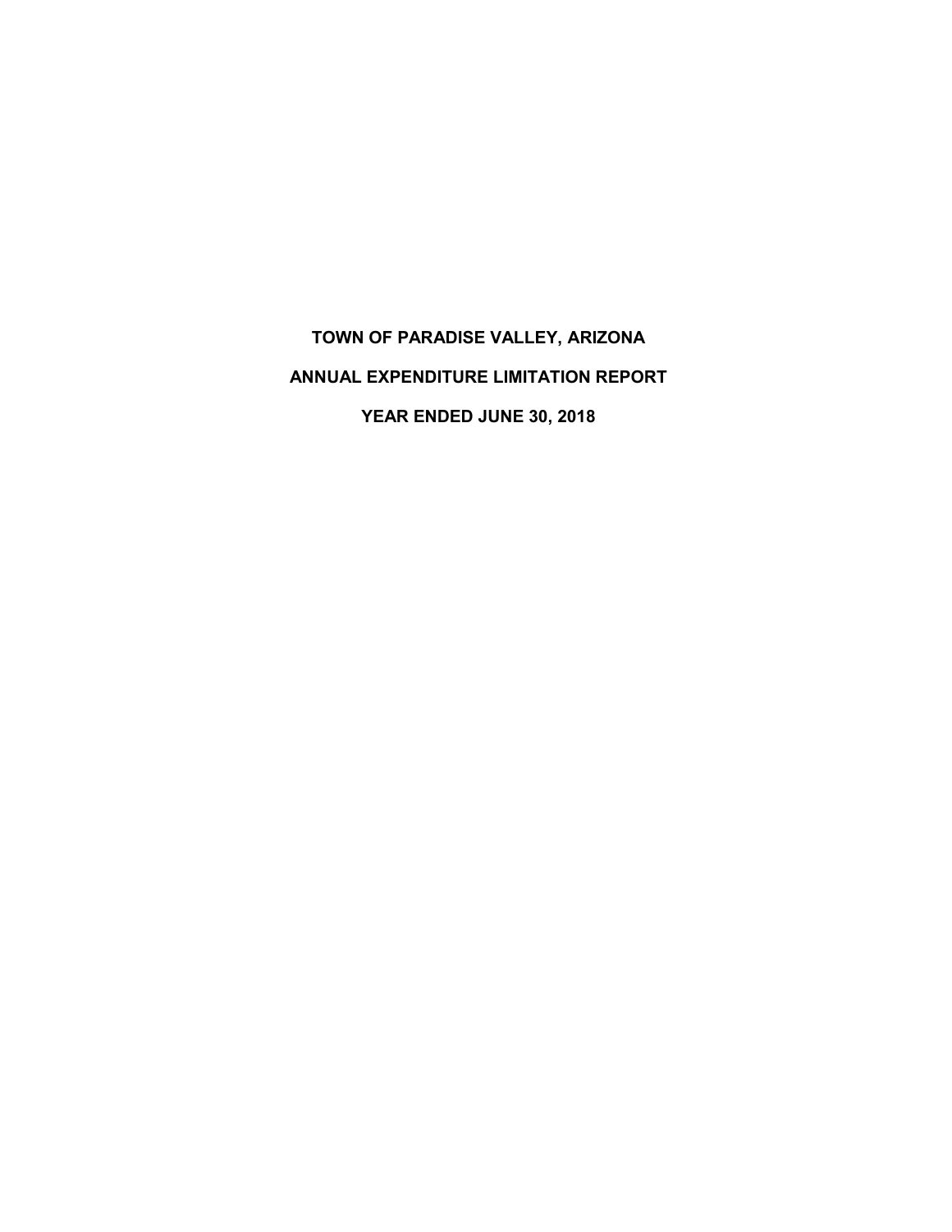# TOWN OF PARADISE VALLEY, ARIZONA

## ANNUAL EXPENDITURE LIMITATION REPORT

## YEAR ENDED JUNE 30, 2018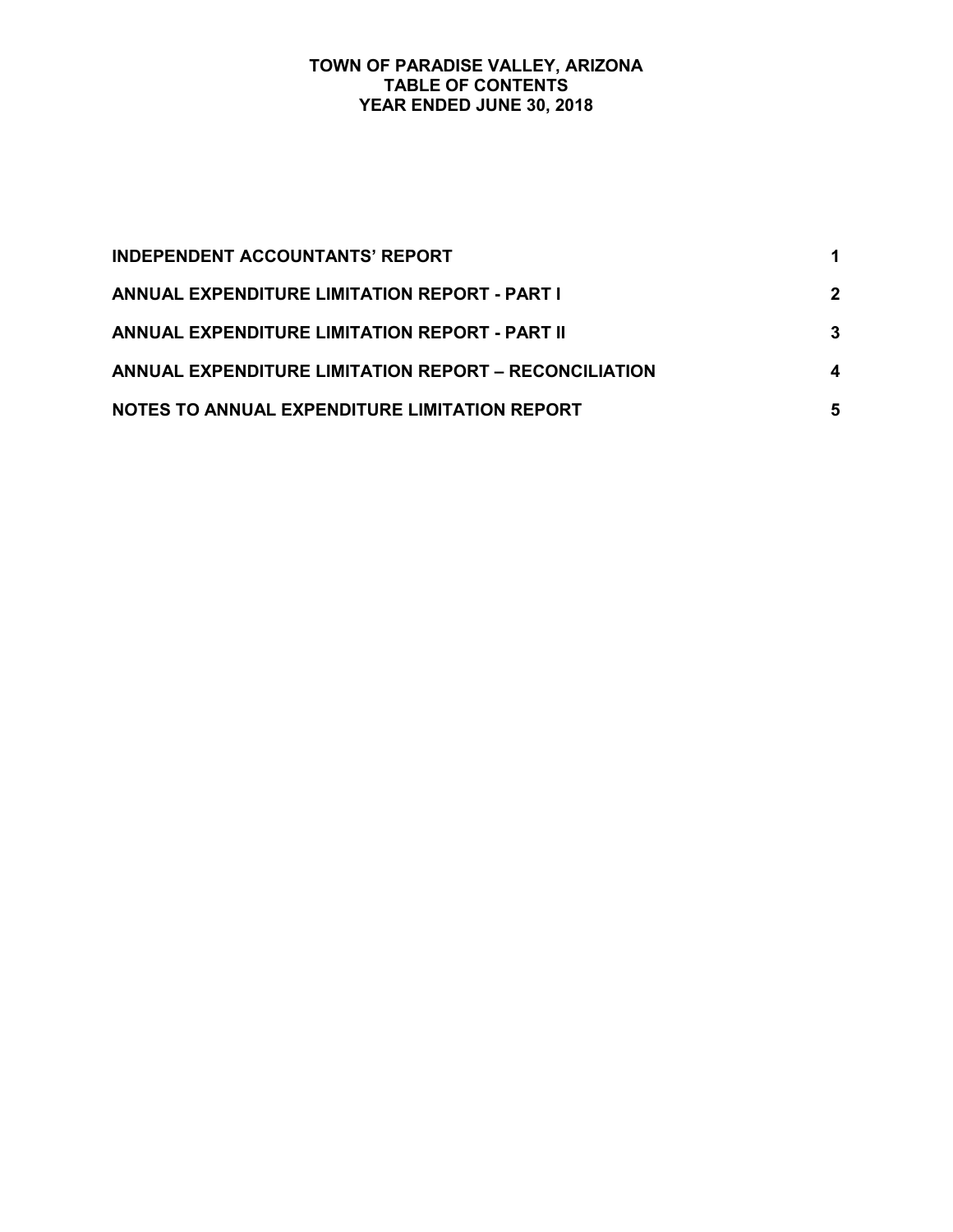# TOWN OF PARADISE VALLEY, ARIZONA
## TABLE OF CONTENTS
## YEAR ENDED JUNE 30, 2018

| | |
|---|---|
| **INDEPENDENT ACCOUNTANTS' REPORT** | **1** |
| **ANNUAL EXPENDITURE LIMITATION REPORT - PART I** | **2** |
| **ANNUAL EXPENDITURE LIMITATION REPORT - PART II** | **3** |
| **ANNUAL EXPENDITURE LIMITATION REPORT – RECONCILIATION** | **4** |
| **NOTES TO ANNUAL EXPENDITURE LIMITATION REPORT** | **5** |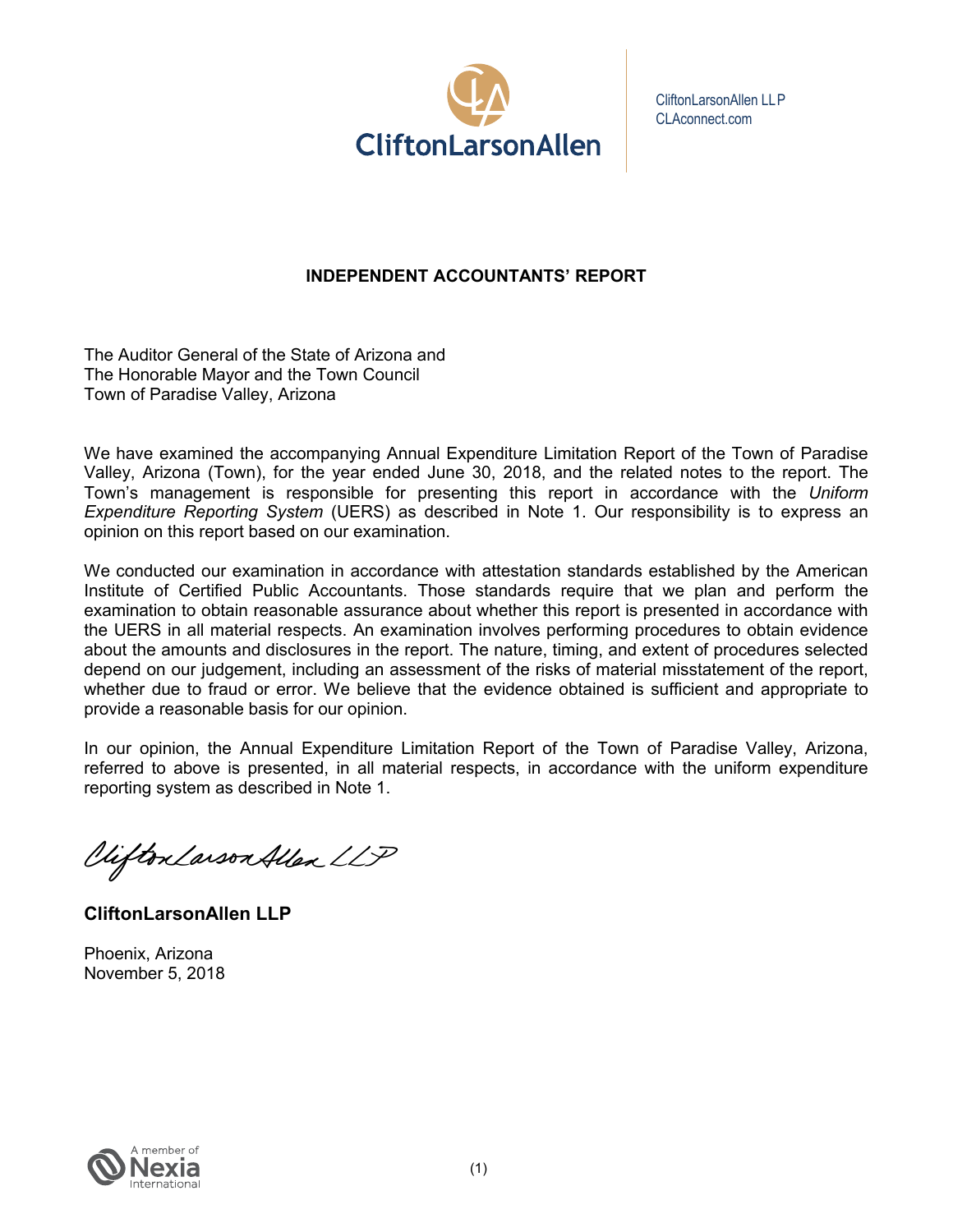CliftonLarsonAllen

CliftonLarsonAllen LLP
CLAconnect.com

## INDEPENDENT ACCOUNTANTS' REPORT

The Auditor General of the State of Arizona and
The Honorable Mayor and the Town Council
Town of Paradise Valley, Arizona

We have examined the accompanying Annual Expenditure Limitation Report of the Town of Paradise Valley, Arizona (Town), for the year ended June 30, 2018, and the related notes to the report. The Town's management is responsible for presenting this report in accordance with the *Uniform Expenditure Reporting System* (UERS) as described in Note 1. Our responsibility is to express an opinion on this report based on our examination.

We conducted our examination in accordance with attestation standards established by the American Institute of Certified Public Accountants. Those standards require that we plan and perform the examination to obtain reasonable assurance about whether this report is presented in accordance with the UERS in all material respects. An examination involves performing procedures to obtain evidence about the amounts and disclosures in the report. The nature, timing, and extent of procedures selected depend on our judgement, including an assessment of the risks of material misstatement of the report, whether due to fraud or error. We believe that the evidence obtained is sufficient and appropriate to provide a reasonable basis for our opinion.

In our opinion, the Annual Expenditure Limitation Report of the Town of Paradise Valley, Arizona, referred to above is presented, in all material respects, in accordance with the uniform expenditure reporting system as described in Note 1.

*CliftonLarsonAllen LLP*

**CliftonLarsonAllen LLP**

Phoenix, Arizona
November 5, 2018

A member of Nexia International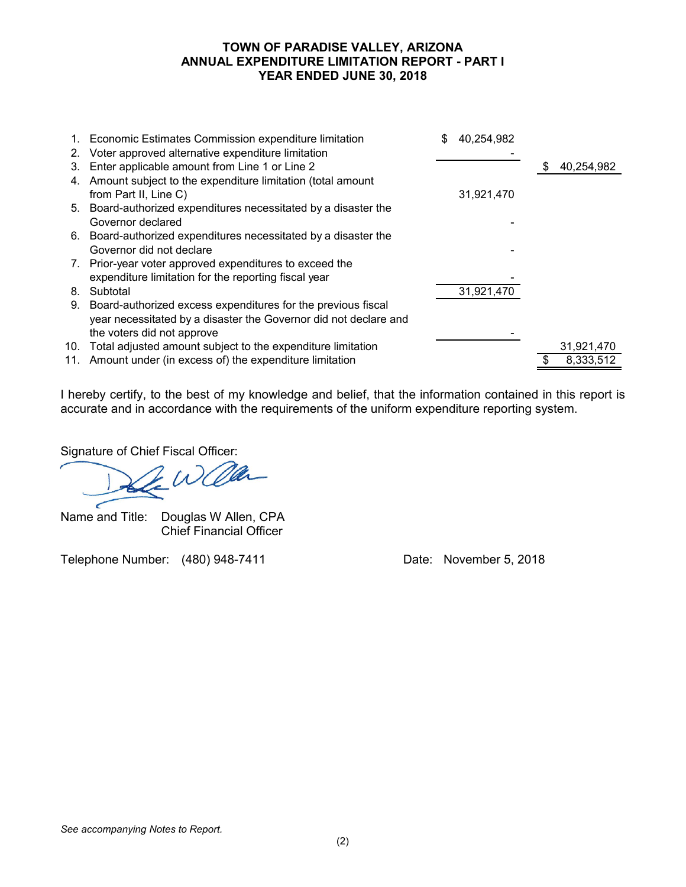# TOWN OF PARADISE VALLEY, ARIZONA
## ANNUAL EXPENDITURE LIMITATION REPORT - PART I
## YEAR ENDED JUNE 30, 2018

| | | | |
|---|---|---|---|
| 1. | Economic Estimates Commission expenditure limitation | $ 40,254,982 | |
| 2. | Voter approved alternative expenditure limitation | - | |
| 3. | Enter applicable amount from Line 1 or Line 2 | | $ 40,254,982 |
| 4. | Amount subject to the expenditure limitation (total amount from Part II, Line C) | 31,921,470 | |
| 5. | Board-authorized expenditures necessitated by a disaster the Governor declared | - | |
| 6. | Board-authorized expenditures necessitated by a disaster the Governor did not declare | - | |
| 7. | Prior-year voter approved expenditures to exceed the expenditure limitation for the reporting fiscal year | - | |
| 8. | Subtotal | 31,921,470 | |
| 9. | Board-authorized excess expenditures for the previous fiscal year necessitated by a disaster the Governor did not declare and the voters did not approve | - | |
| 10. | Total adjusted amount subject to the expenditure limitation | | 31,921,470 |
| 11. | Amount under (in excess of) the expenditure limitation | | $ 8,333,512 |

I hereby certify, to the best of my knowledge and belief, that the information contained in this report is accurate and in accordance with the requirements of the uniform expenditure reporting system.

Signature of Chief Fiscal Officer:

Name and Title: Douglas W Allen, CPA
Chief Financial Officer

Telephone Number: (480) 948-7411

Date: November 5, 2018

*See accompanying Notes to Report.*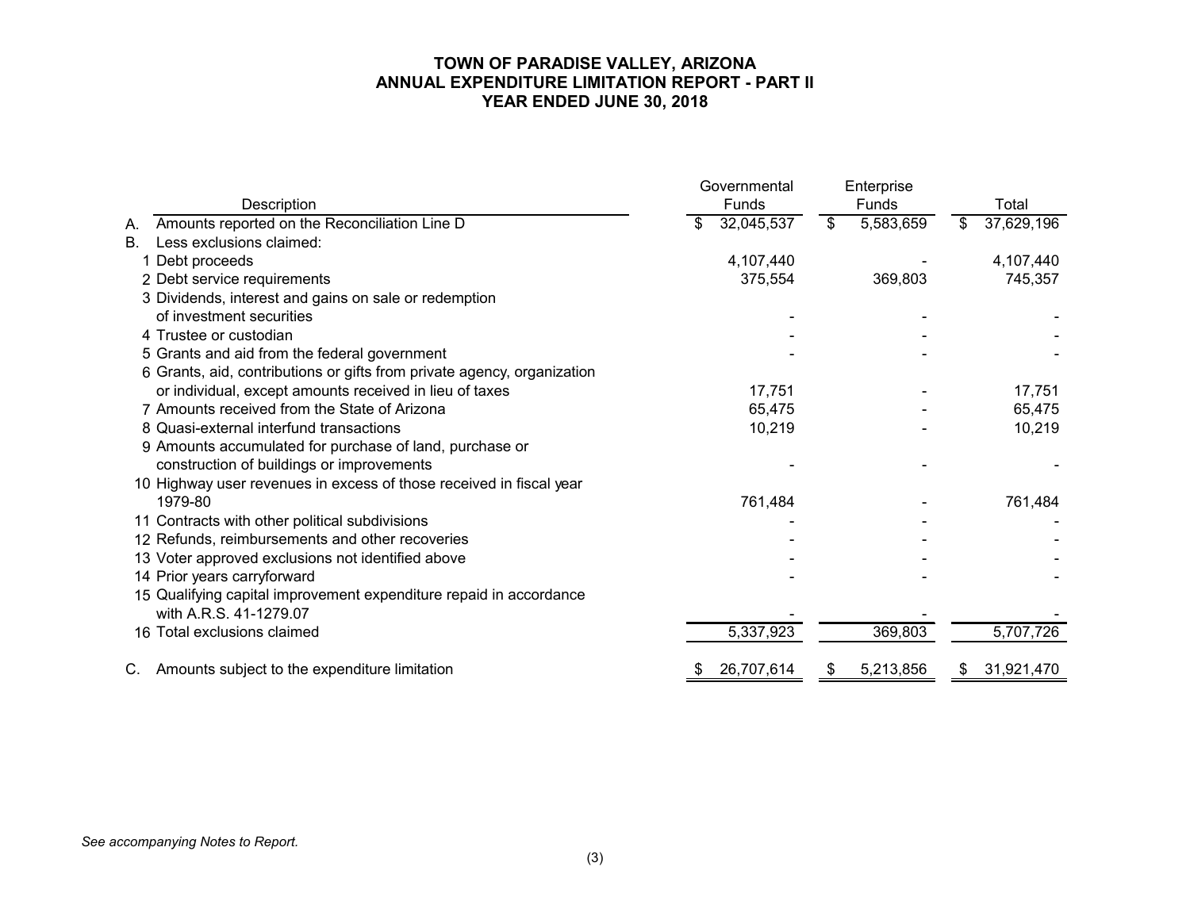# TOWN OF PARADISE VALLEY, ARIZONA
## ANNUAL EXPENDITURE LIMITATION REPORT - PART II
### YEAR ENDED JUNE 30, 2018

| | Description | Governmental Funds | Enterprise Funds | Total |
|---|---|---|---|---|
| A. | Amounts reported on the Reconciliation Line D | $ 32,045,537 | $ 5,583,659 | $ 37,629,196 |
| B. | Less exclusions claimed: | | | |
| 1 | Debt proceeds | 4,107,440 | - | 4,107,440 |
| 2 | Debt service requirements | 375,554 | 369,803 | 745,357 |
| 3 | Dividends, interest and gains on sale or redemption of investment securities | - | - | - |
| 4 | Trustee or custodian | - | - | - |
| 5 | Grants and aid from the federal government | - | - | - |
| 6 | Grants, aid, contributions or gifts from private agency, organization or individual, except amounts received in lieu of taxes | 17,751 | - | 17,751 |
| 7 | Amounts received from the State of Arizona | 65,475 | - | 65,475 |
| 8 | Quasi-external interfund transactions | 10,219 | - | 10,219 |
| 9 | Amounts accumulated for purchase of land, purchase or construction of buildings or improvements | - | - | - |
| 10 | Highway user revenues in excess of those received in fiscal year 1979-80 | 761,484 | - | 761,484 |
| 11 | Contracts with other political subdivisions | - | - | - |
| 12 | Refunds, reimbursements and other recoveries | - | - | - |
| 13 | Voter approved exclusions not identified above | - | - | - |
| 14 | Prior years carryforward | - | - | - |
| 15 | Qualifying capital improvement expenditure repaid in accordance with A.R.S. 41-1279.07 | - | - | - |
| 16 | Total exclusions claimed | 5,337,923 | 369,803 | 5,707,726 |
| C. | Amounts subject to the expenditure limitation | $ 26,707,614 | $ 5,213,856 | $ 31,921,470 |

*See accompanying Notes to Report.*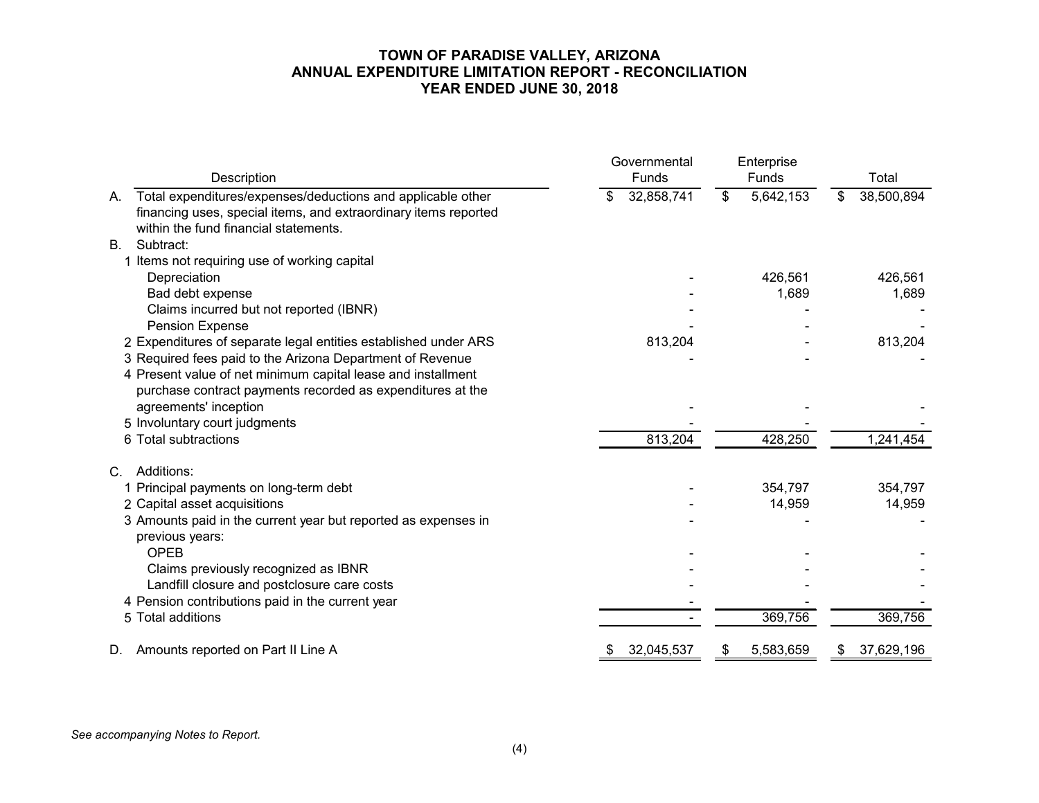# TOWN OF PARADISE VALLEY, ARIZONA
## ANNUAL EXPENDITURE LIMITATION REPORT - RECONCILIATION
### YEAR ENDED JUNE 30, 2018

| | Description | Governmental Funds | Enterprise Funds | Total |
|---|---|---|---|---|
| A. | Total expenditures/expenses/deductions and applicable other financing uses, special items, and extraordinary items reported within the fund financial statements. | $ 32,858,741 | $ 5,642,153 | $ 38,500,894 |
| B. | Subtract: | | | |
| 1 | Items not requiring use of working capital | | | |
| | Depreciation | - | 426,561 | 426,561 |
| | Bad debt expense | - | 1,689 | 1,689 |
| | Claims incurred but not reported (IBNR) | - | - | - |
| | Pension Expense | - | - | - |
| 2 | Expenditures of separate legal entities established under ARS | 813,204 | - | 813,204 |
| 3 | Required fees paid to the Arizona Department of Revenue | - | - | - |
| 4 | Present value of net minimum capital lease and installment purchase contract payments recorded as expenditures at the agreements' inception | - | - | - |
| 5 | Involuntary court judgments | - | - | - |
| 6 | Total subtractions | 813,204 | 428,250 | 1,241,454 |
| C. | Additions: | | | |
| 1 | Principal payments on long-term debt | - | 354,797 | 354,797 |
| 2 | Capital asset acquisitions | - | 14,959 | 14,959 |
| 3 | Amounts paid in the current year but reported as expenses in previous years: | - | - | - |
| | OPEB | - | - | - |
| | Claims previously recognized as IBNR | - | - | - |
| | Landfill closure and postclosure care costs | - | - | - |
| 4 | Pension contributions paid in the current year | - | - | - |
| 5 | Total additions | - | 369,756 | 369,756 |
| D. | Amounts reported on Part II Line A | $ 32,045,537 | $ 5,583,659 | $ 37,629,196 |

*See accompanying Notes to Report.*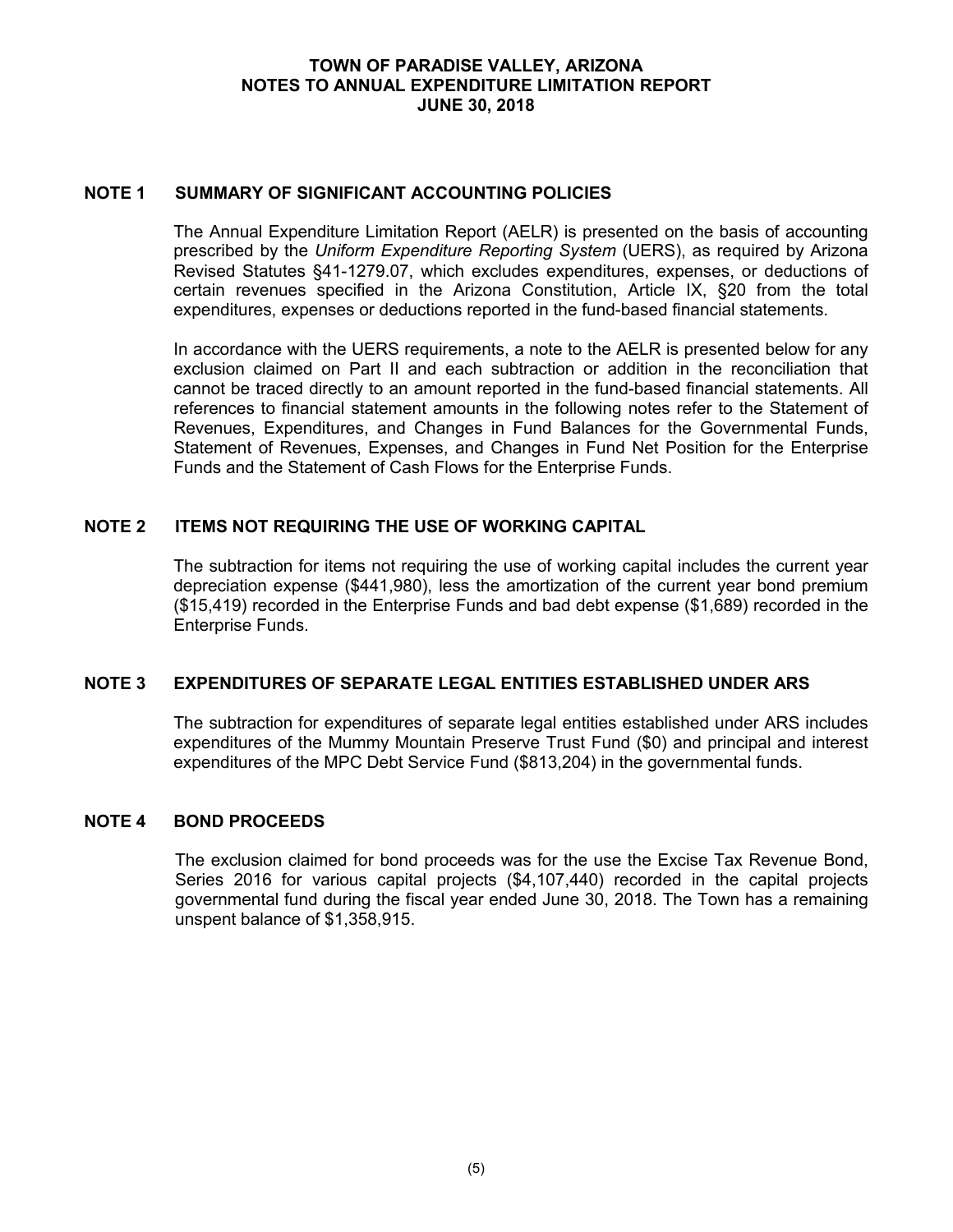# TOWN OF PARADISE VALLEY, ARIZONA
## NOTES TO ANNUAL EXPENDITURE LIMITATION REPORT
## JUNE 30, 2018

### NOTE 1 SUMMARY OF SIGNIFICANT ACCOUNTING POLICIES

The Annual Expenditure Limitation Report (AELR) is presented on the basis of accounting prescribed by the *Uniform Expenditure Reporting System* (UERS), as required by Arizona Revised Statutes §41-1279.07, which excludes expenditures, expenses, or deductions of certain revenues specified in the Arizona Constitution, Article IX, §20 from the total expenditures, expenses or deductions reported in the fund-based financial statements.

In accordance with the UERS requirements, a note to the AELR is presented below for any exclusion claimed on Part II and each subtraction or addition in the reconciliation that cannot be traced directly to an amount reported in the fund-based financial statements. All references to financial statement amounts in the following notes refer to the Statement of Revenues, Expenditures, and Changes in Fund Balances for the Governmental Funds, Statement of Revenues, Expenses, and Changes in Fund Net Position for the Enterprise Funds and the Statement of Cash Flows for the Enterprise Funds.

### NOTE 2 ITEMS NOT REQUIRING THE USE OF WORKING CAPITAL

The subtraction for items not requiring the use of working capital includes the current year depreciation expense ($441,980), less the amortization of the current year bond premium ($15,419) recorded in the Enterprise Funds and bad debt expense ($1,689) recorded in the Enterprise Funds.

### NOTE 3 EXPENDITURES OF SEPARATE LEGAL ENTITIES ESTABLISHED UNDER ARS

The subtraction for expenditures of separate legal entities established under ARS includes expenditures of the Mummy Mountain Preserve Trust Fund ($0) and principal and interest expenditures of the MPC Debt Service Fund ($813,204) in the governmental funds.

### NOTE 4 BOND PROCEEDS

The exclusion claimed for bond proceeds was for the use the Excise Tax Revenue Bond, Series 2016 for various capital projects ($4,107,440) recorded in the capital projects governmental fund during the fiscal year ended June 30, 2018. The Town has a remaining unspent balance of $1,358,915.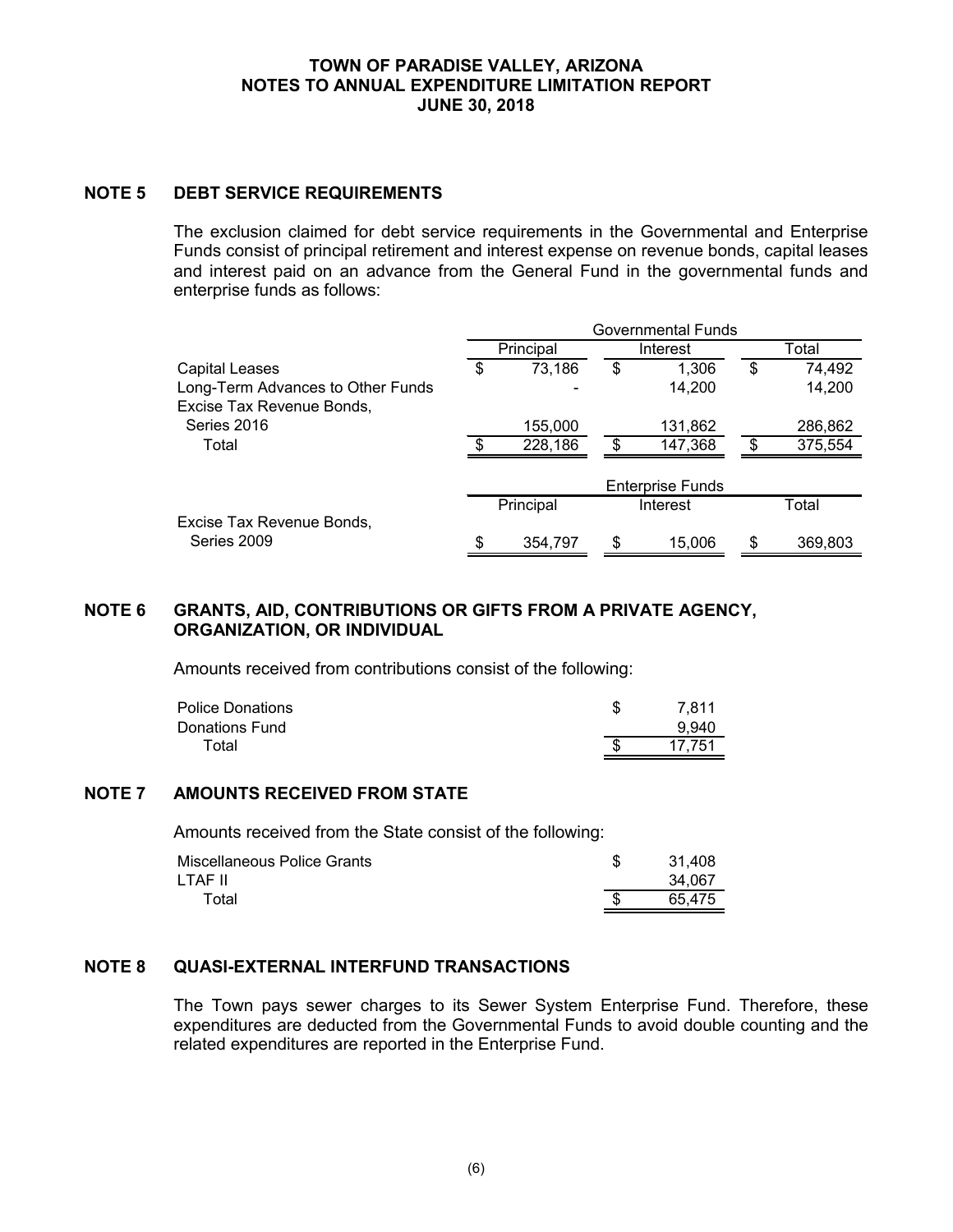# TOWN OF PARADISE VALLEY, ARIZONA
## NOTES TO ANNUAL EXPENDITURE LIMITATION REPORT
## JUNE 30, 2018

## NOTE 5 DEBT SERVICE REQUIREMENTS

The exclusion claimed for debt service requirements in the Governmental and Enterprise Funds consist of principal retirement and interest expense on revenue bonds, capital leases and interest paid on an advance from the General Fund in the governmental funds and enterprise funds as follows:

| | Governmental Funds | | |
|---|---|---|---|
| | Principal | Interest | Total |
| Capital Leases | $ 73,186 | $ 1,306 | $ 74,492 |
| Long-Term Advances to Other Funds | - | 14,200 | 14,200 |
| Excise Tax Revenue Bonds, Series 2016 | 155,000 | 131,862 | 286,862 |
| Total | $ 228,186 | $ 147,368 | $ 375,554 |

| | Enterprise Funds | | |
|---|---|---|---|
| | Principal | Interest | Total |
| Excise Tax Revenue Bonds, Series 2009 | $ 354,797 | $ 15,006 | $ 369,803 |

## NOTE 6 GRANTS, AID, CONTRIBUTIONS OR GIFTS FROM A PRIVATE AGENCY, ORGANIZATION, OR INDIVIDUAL

Amounts received from contributions consist of the following:

| | |
|---|---|
| Police Donations | $ 7,811 |
| Donations Fund | 9,940 |
| Total | $ 17,751 |

## NOTE 7 AMOUNTS RECEIVED FROM STATE

Amounts received from the State consist of the following:

| | |
|---|---|
| Miscellaneous Police Grants | $ 31,408 |
| LTAF II | 34,067 |
| Total | $ 65,475 |

## NOTE 8 QUASI-EXTERNAL INTERFUND TRANSACTIONS

The Town pays sewer charges to its Sewer System Enterprise Fund. Therefore, these expenditures are deducted from the Governmental Funds to avoid double counting and the related expenditures are reported in the Enterprise Fund.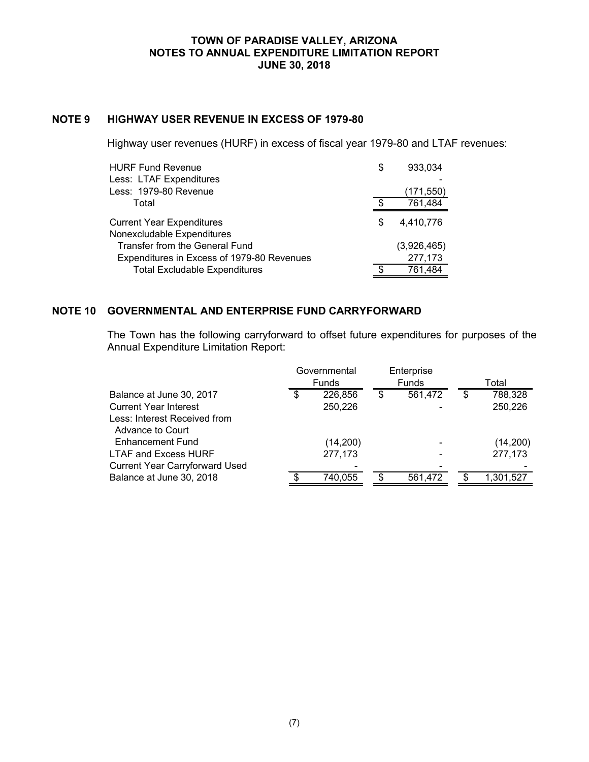**TOWN OF PARADISE VALLEY, ARIZONA**
**NOTES TO ANNUAL EXPENDITURE LIMITATION REPORT**
**JUNE 30, 2018**

## NOTE 9 HIGHWAY USER REVENUE IN EXCESS OF 1979-80

Highway user revenues (HURF) in excess of fiscal year 1979-80 and LTAF revenues:

| | |
|---|---|
| HURF Fund Revenue | $ 933,034 |
| Less: LTAF Expenditures | - |
| Less: 1979-80 Revenue | (171,550) |
| Total | $ 761,484 |
| Current Year Expenditures | $ 4,410,776 |
| Nonexcludable Expenditures | |
| Transfer from the General Fund | (3,926,465) |
| Expenditures in Excess of 1979-80 Revenues | 277,173 |
| Total Excludable Expenditures | $ 761,484 |

## NOTE 10 GOVERNMENTAL AND ENTERPRISE FUND CARRYFORWARD

The Town has the following carryforward to offset future expenditures for purposes of the Annual Expenditure Limitation Report:

| | Governmental Funds | Enterprise Funds | Total |
|---|---|---|---|
| Balance at June 30, 2017 | $ 226,856 | $ 561,472 | $ 788,328 |
| Current Year Interest | 250,226 | - | 250,226 |
| Less: Interest Received from Advance to Court Enhancement Fund | (14,200) | - | (14,200) |
| LTAF and Excess HURF | 277,173 | - | 277,173 |
| Current Year Carryforward Used | - | - | - |
| Balance at June 30, 2018 | $ 740,055 | $ 561,472 | $ 1,301,527 |